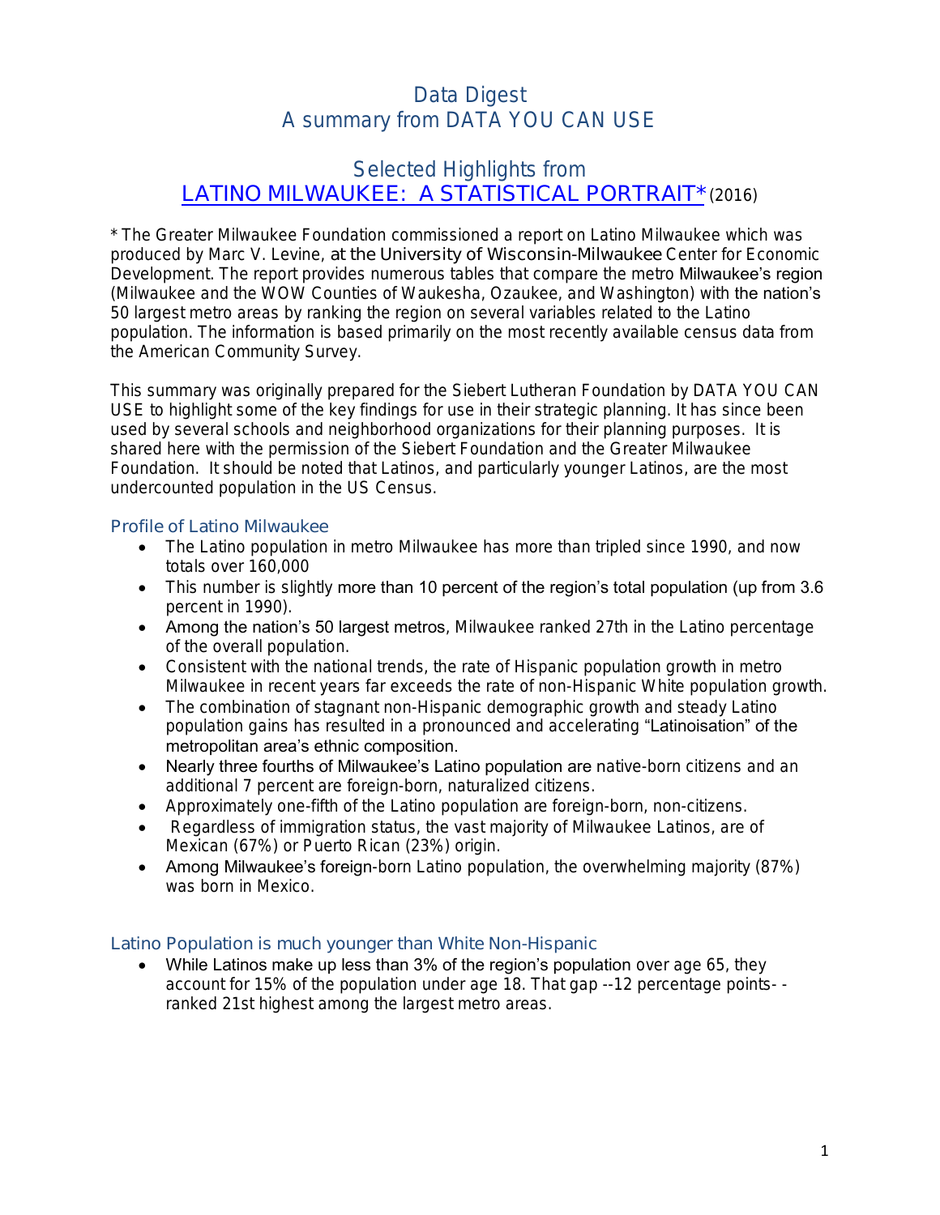# Data Digest
## A summary from DATA YOU CAN USE

## Selected Highlights from
## LATINO MILWAUKEE: A STATISTICAL PORTRAIT* (2016)

* The Greater Milwaukee Foundation commissioned a report on Latino Milwaukee which was produced by Marc V. Levine, at the University of Wisconsin-Milwaukee Center for Economic Development. The report provides numerous tables that compare the metro Milwaukee's region (Milwaukee and the WOW Counties of Waukesha, Ozaukee, and Washington) with the nation's 50 largest metro areas by ranking the region on several variables related to the Latino population. The information is based primarily on the most recently available census data from the American Community Survey.

This summary was originally prepared for the Siebert Lutheran Foundation by DATA YOU CAN USE to highlight some of the key findings for use in their strategic planning. It has since been used by several schools and neighborhood organizations for their planning purposes. It is shared here with the permission of the Siebert Foundation and the Greater Milwaukee Foundation. It should be noted that Latinos, and particularly younger Latinos, are the most undercounted population in the US Census.

### Profile of Latino Milwaukee

- The Latino population in metro Milwaukee has more than tripled since 1990, and now totals over 160,000
- This number is slightly more than 10 percent of the region's total population (up from 3.6 percent in 1990).
- Among the nation's 50 largest metros, Milwaukee ranked 27th in the Latino percentage of the overall population.
- Consistent with the national trends, the rate of Hispanic population growth in metro Milwaukee in recent years far exceeds the rate of non-Hispanic White population growth.
- The combination of stagnant non-Hispanic demographic growth and steady Latino population gains has resulted in a pronounced and accelerating "Latinoisation" of the metropolitan area's ethnic composition.
- Nearly three fourths of Milwaukee's Latino population are native-born citizens and an additional 7 percent are foreign-born, naturalized citizens.
- Approximately one-fifth of the Latino population are foreign-born, non-citizens.
- Regardless of immigration status, the vast majority of Milwaukee Latinos, are of Mexican (67%) or Puerto Rican (23%) origin.
- Among Milwaukee's foreign-born Latino population, the overwhelming majority (87%) was born in Mexico.

### Latino Population is much younger than White Non-Hispanic

- While Latinos make up less than 3% of the region's population over age 65, they account for 15% of the population under age 18. That gap --12 percentage points- - ranked 21st highest among the largest metro areas.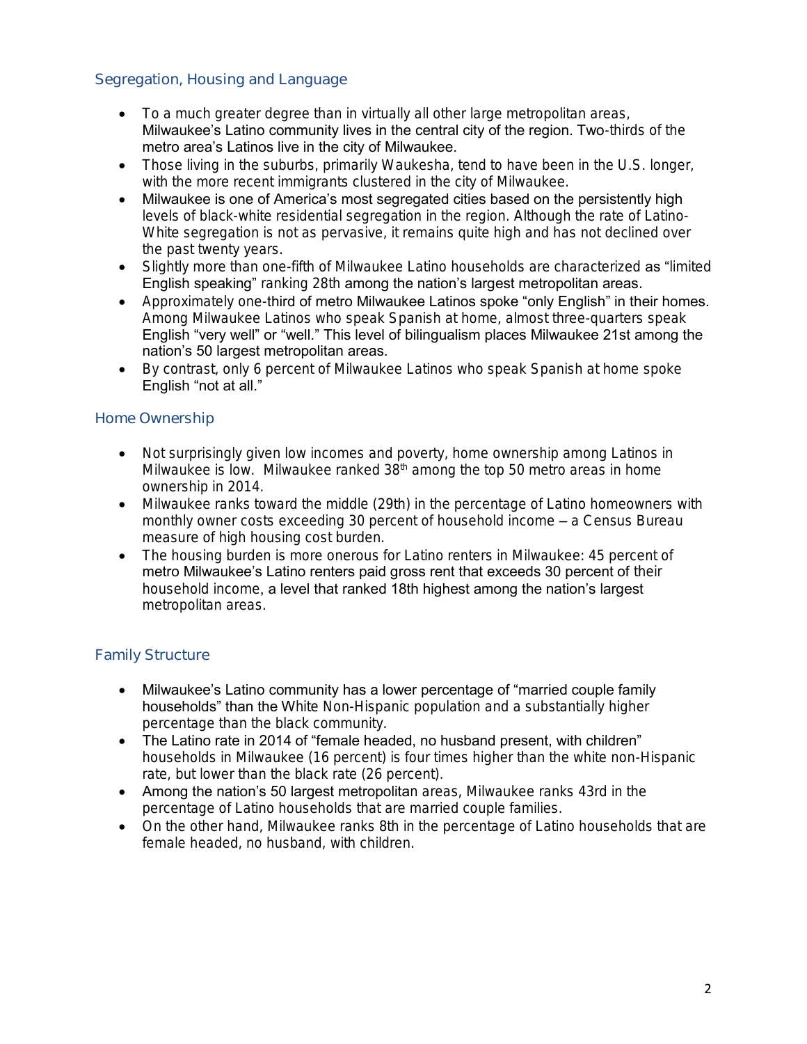## Segregation, Housing and Language

- To a much greater degree than in virtually all other large metropolitan areas, Milwaukee's Latino community lives in the central city of the region. Two-thirds of the metro area's Latinos live in the city of Milwaukee.
- Those living in the suburbs, primarily Waukesha, tend to have been in the U.S. longer, with the more recent immigrants clustered in the city of Milwaukee.
- Milwaukee is one of America's most segregated cities based on the persistently high levels of black-white residential segregation in the region. Although the rate of Latino-White segregation is not as pervasive, it remains quite high and has not declined over the past twenty years.
- Slightly more than one-fifth of Milwaukee Latino households are characterized as "limited English speaking" ranking 28th among the nation's largest metropolitan areas.
- Approximately one-third of metro Milwaukee Latinos spoke "only English" in their homes. Among Milwaukee Latinos who speak Spanish at home, almost three-quarters speak English "very well" or "well." This level of bilingualism places Milwaukee 21st among the nation's 50 largest metropolitan areas.
- By contrast, only 6 percent of Milwaukee Latinos who speak Spanish at home spoke English "not at all."

## Home Ownership

- Not surprisingly given low incomes and poverty, home ownership among Latinos in Milwaukee is low. Milwaukee ranked 38th among the top 50 metro areas in home ownership in 2014.
- Milwaukee ranks toward the middle (29th) in the percentage of Latino homeowners with monthly owner costs exceeding 30 percent of household income – a Census Bureau measure of high housing cost burden.
- The housing burden is more onerous for Latino renters in Milwaukee: 45 percent of metro Milwaukee's Latino renters paid gross rent that exceeds 30 percent of their household income, a level that ranked 18th highest among the nation's largest metropolitan areas.

## Family Structure

- Milwaukee's Latino community has a lower percentage of "married couple family households" than the White Non-Hispanic population and a substantially higher percentage than the black community.
- The Latino rate in 2014 of "female headed, no husband present, with children" households in Milwaukee (16 percent) is four times higher than the white non-Hispanic rate, but lower than the black rate (26 percent).
- Among the nation's 50 largest metropolitan areas, Milwaukee ranks 43rd in the percentage of Latino households that are married couple families.
- On the other hand, Milwaukee ranks 8th in the percentage of Latino households that are female headed, no husband, with children.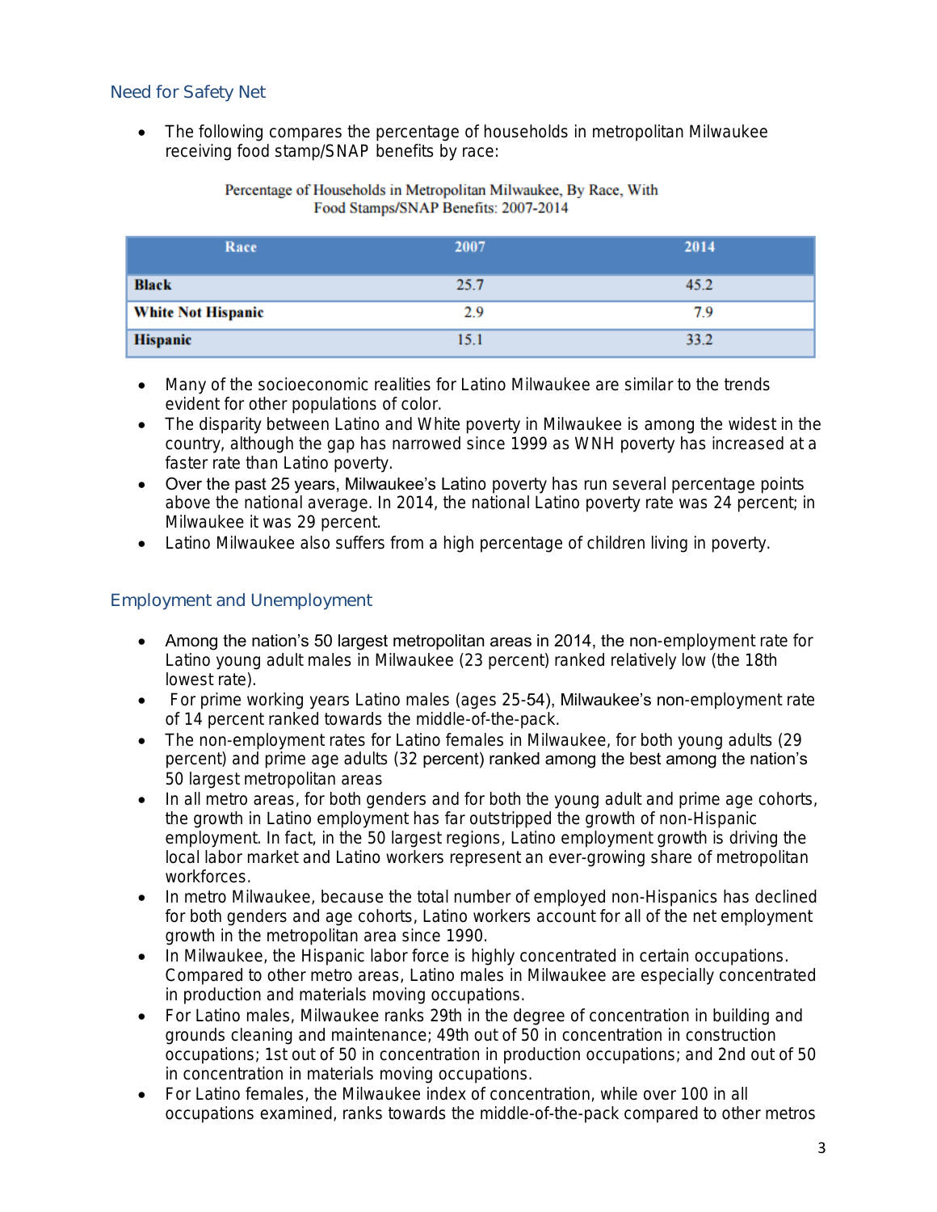## Need for Safety Net

- The following compares the percentage of households in metropolitan Milwaukee receiving food stamp/SNAP benefits by race:

Percentage of Households in Metropolitan Milwaukee, By Race, With Food Stamps/SNAP Benefits: 2007-2014

| Race | 2007 | 2014 |
|---|---|---|
| **Black** | 25.7 | 45.2 |
| **White Not Hispanic** | 2.9 | 7.9 |
| **Hispanic** | 15.1 | 33.2 |

- Many of the socioeconomic realities for Latino Milwaukee are similar to the trends evident for other populations of color.
- The disparity between Latino and White poverty in Milwaukee is among the widest in the country, although the gap has narrowed since 1999 as WNH poverty has increased at a faster rate than Latino poverty.
- Over the past 25 years, Milwaukee's Latino poverty has run several percentage points above the national average. In 2014, the national Latino poverty rate was 24 percent; in Milwaukee it was 29 percent.
- Latino Milwaukee also suffers from a high percentage of children living in poverty.

## Employment and Unemployment

- Among the nation's 50 largest metropolitan areas in 2014, the non-employment rate for Latino young adult males in Milwaukee (23 percent) ranked relatively low (the 18th lowest rate).
- For prime working years Latino males (ages 25-54), Milwaukee's non-employment rate of 14 percent ranked towards the middle-of-the-pack.
- The non-employment rates for Latino females in Milwaukee, for both young adults (29 percent) and prime age adults (32 percent) ranked among the best among the nation's 50 largest metropolitan areas
- In all metro areas, for both genders and for both the young adult and prime age cohorts, the growth in Latino employment has far outstripped the growth of non-Hispanic employment. In fact, in the 50 largest regions, Latino employment growth is driving the local labor market and Latino workers represent an ever-growing share of metropolitan workforces.
- In metro Milwaukee, because the total number of employed non-Hispanics has declined for both genders and age cohorts, Latino workers account for all of the net employment growth in the metropolitan area since 1990.
- In Milwaukee, the Hispanic labor force is highly concentrated in certain occupations. Compared to other metro areas, Latino males in Milwaukee are especially concentrated in production and materials moving occupations.
- For Latino males, Milwaukee ranks 29th in the degree of concentration in building and grounds cleaning and maintenance; 49th out of 50 in concentration in construction occupations; 1st out of 50 in concentration in production occupations; and 2nd out of 50 in concentration in materials moving occupations.
- For Latino females, the Milwaukee index of concentration, while over 100 in all occupations examined, ranks towards the middle-of-the-pack compared to other metros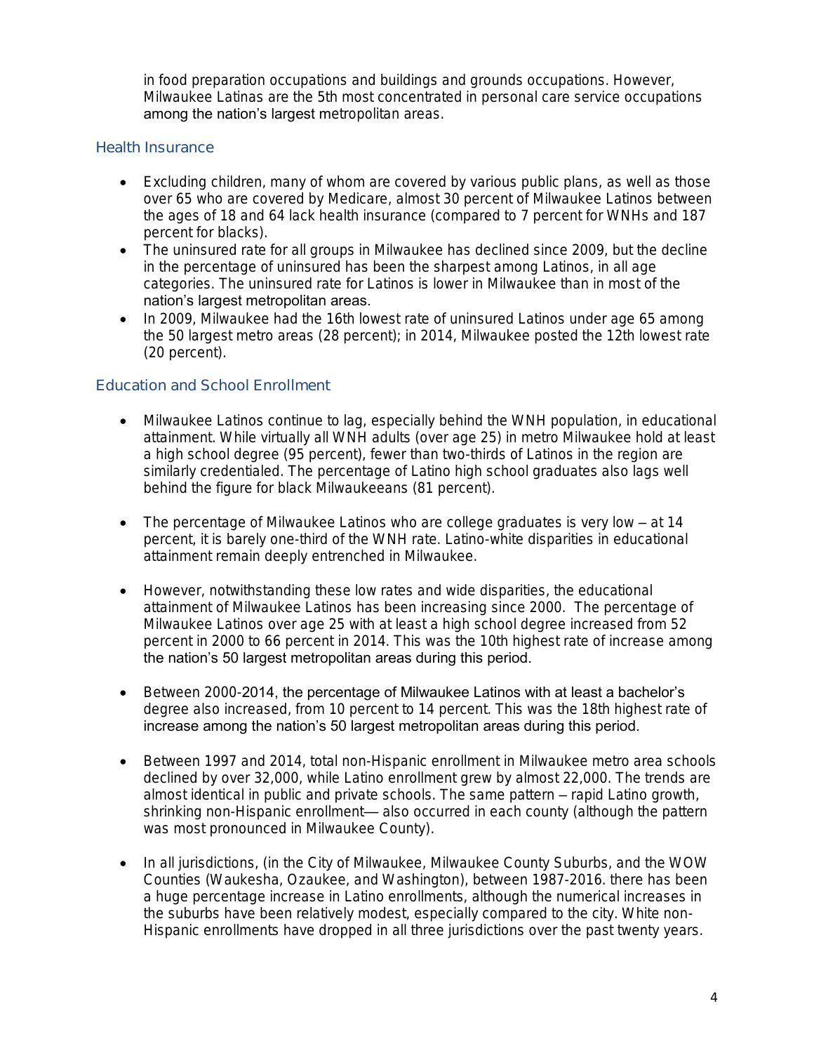in food preparation occupations and buildings and grounds occupations. However, Milwaukee Latinas are the 5th most concentrated in personal care service occupations among the nation's largest metropolitan areas.

## Health Insurance

- Excluding children, many of whom are covered by various public plans, as well as those over 65 who are covered by Medicare, almost 30 percent of Milwaukee Latinos between the ages of 18 and 64 lack health insurance (compared to 7 percent for WNHs and 187 percent for blacks).
- The uninsured rate for all groups in Milwaukee has declined since 2009, but the decline in the percentage of uninsured has been the sharpest among Latinos, in all age categories. The uninsured rate for Latinos is lower in Milwaukee than in most of the nation's largest metropolitan areas.
- In 2009, Milwaukee had the 16th lowest rate of uninsured Latinos under age 65 among the 50 largest metro areas (28 percent); in 2014, Milwaukee posted the 12th lowest rate (20 percent).

## Education and School Enrollment

- Milwaukee Latinos continue to lag, especially behind the WNH population, in educational attainment. While virtually all WNH adults (over age 25) in metro Milwaukee hold at least a high school degree (95 percent), fewer than two-thirds of Latinos in the region are similarly credentialed. The percentage of Latino high school graduates also lags well behind the figure for black Milwaukeeans (81 percent).

- The percentage of Milwaukee Latinos who are college graduates is very low – at 14 percent, it is barely one-third of the WNH rate. Latino-white disparities in educational attainment remain deeply entrenched in Milwaukee.

- However, notwithstanding these low rates and wide disparities, the educational attainment of Milwaukee Latinos has been increasing since 2000. The percentage of Milwaukee Latinos over age 25 with at least a high school degree increased from 52 percent in 2000 to 66 percent in 2014. This was the 10th highest rate of increase among the nation's 50 largest metropolitan areas during this period.

- Between 2000-2014, the percentage of Milwaukee Latinos with at least a bachelor's degree also increased, from 10 percent to 14 percent. This was the 18th highest rate of increase among the nation's 50 largest metropolitan areas during this period.

- Between 1997 and 2014, total non-Hispanic enrollment in Milwaukee metro area schools declined by over 32,000, while Latino enrollment grew by almost 22,000. The trends are almost identical in public and private schools. The same pattern – rapid Latino growth, shrinking non-Hispanic enrollment— also occurred in each county (although the pattern was most pronounced in Milwaukee County).

- In all jurisdictions, (in the City of Milwaukee, Milwaukee County Suburbs, and the WOW Counties (Waukesha, Ozaukee, and Washington), between 1987-2016. there has been a huge percentage increase in Latino enrollments, although the numerical increases in the suburbs have been relatively modest, especially compared to the city. White non-Hispanic enrollments have dropped in all three jurisdictions over the past twenty years.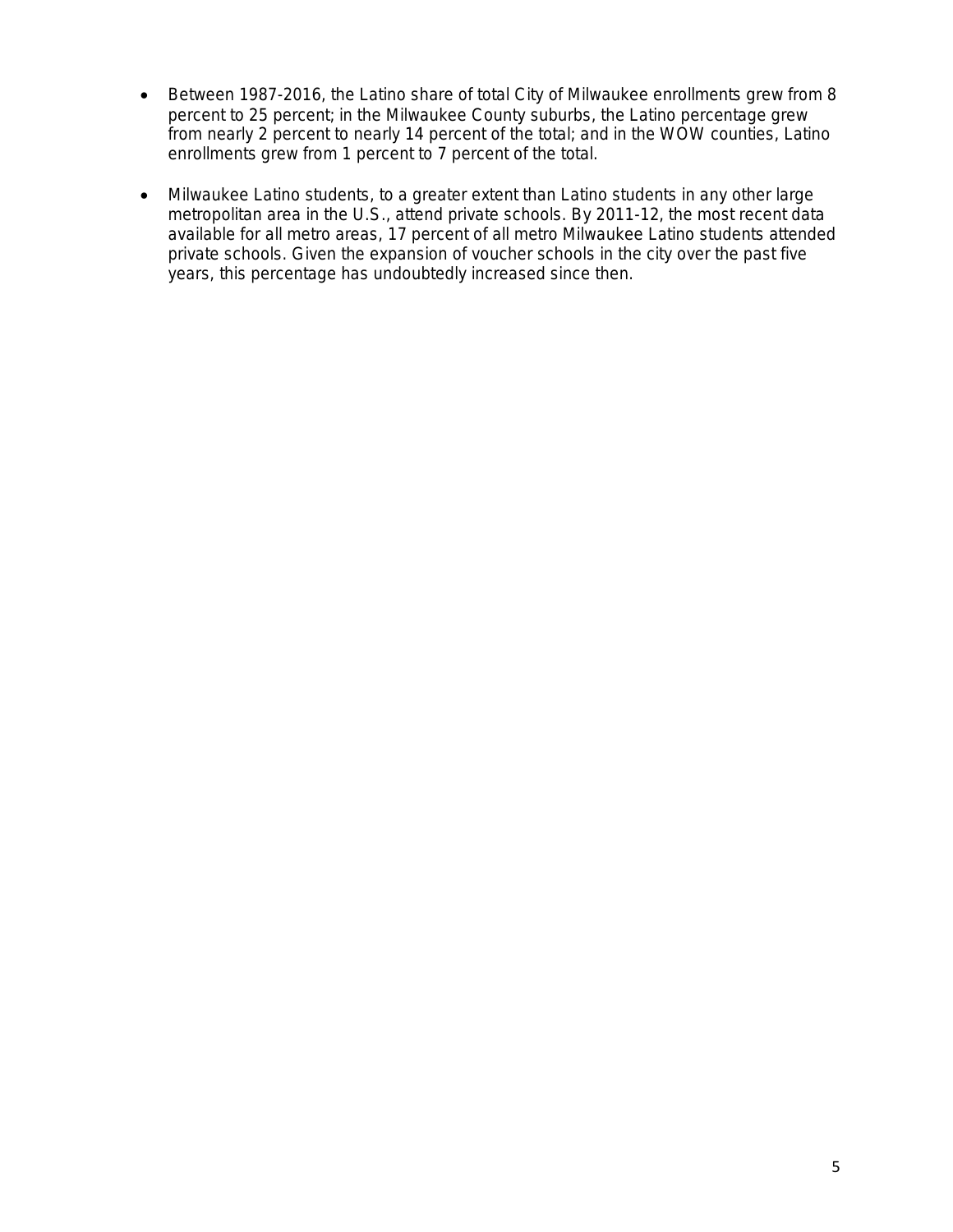- Between 1987-2016, the Latino share of total City of Milwaukee enrollments grew from 8 percent to 25 percent; in the Milwaukee County suburbs, the Latino percentage grew from nearly 2 percent to nearly 14 percent of the total; and in the WOW counties, Latino enrollments grew from 1 percent to 7 percent of the total.

- Milwaukee Latino students, to a greater extent than Latino students in any other large metropolitan area in the U.S., attend private schools. By 2011-12, the most recent data available for all metro areas, 17 percent of all metro Milwaukee Latino students attended private schools. Given the expansion of voucher schools in the city over the past five years, this percentage has undoubtedly increased since then.